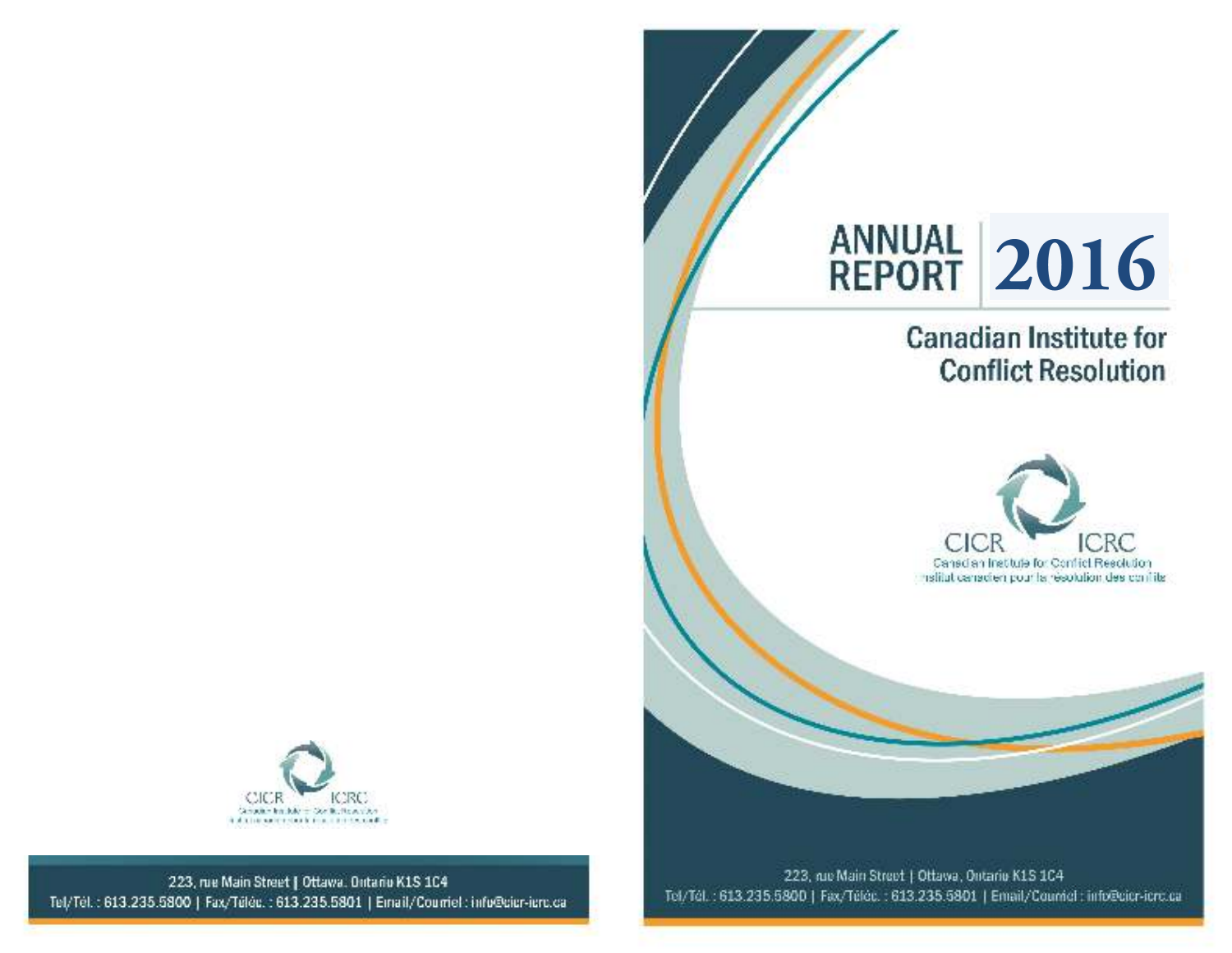# ANNUAL REPORT 2016

## Canadian Institute for Conflict Resolution

CICR ICRC
Canadian Institute for Conflict Resolution
Institut canadien pour la résolution des conflits

223, rue Main Street | Ottawa, Ontario K1S 1C4
Tel/Tél. : 613.235.5800 | Fax/Téléc. : 613.235.5801 | Email/Courriel : info@cicr-icrc.ca

CICR ICRC
Canadian Institute for Conflict Resolution
Institut canadien pour la résolution des conflits

223, rue Main Street | Ottawa, Ontario K1S 1C4
Tel/Tél. : 613.235.5800 | Fax/Téléc. : 613.235.5801 | Email/Courriel : info@cicr-icrc.ca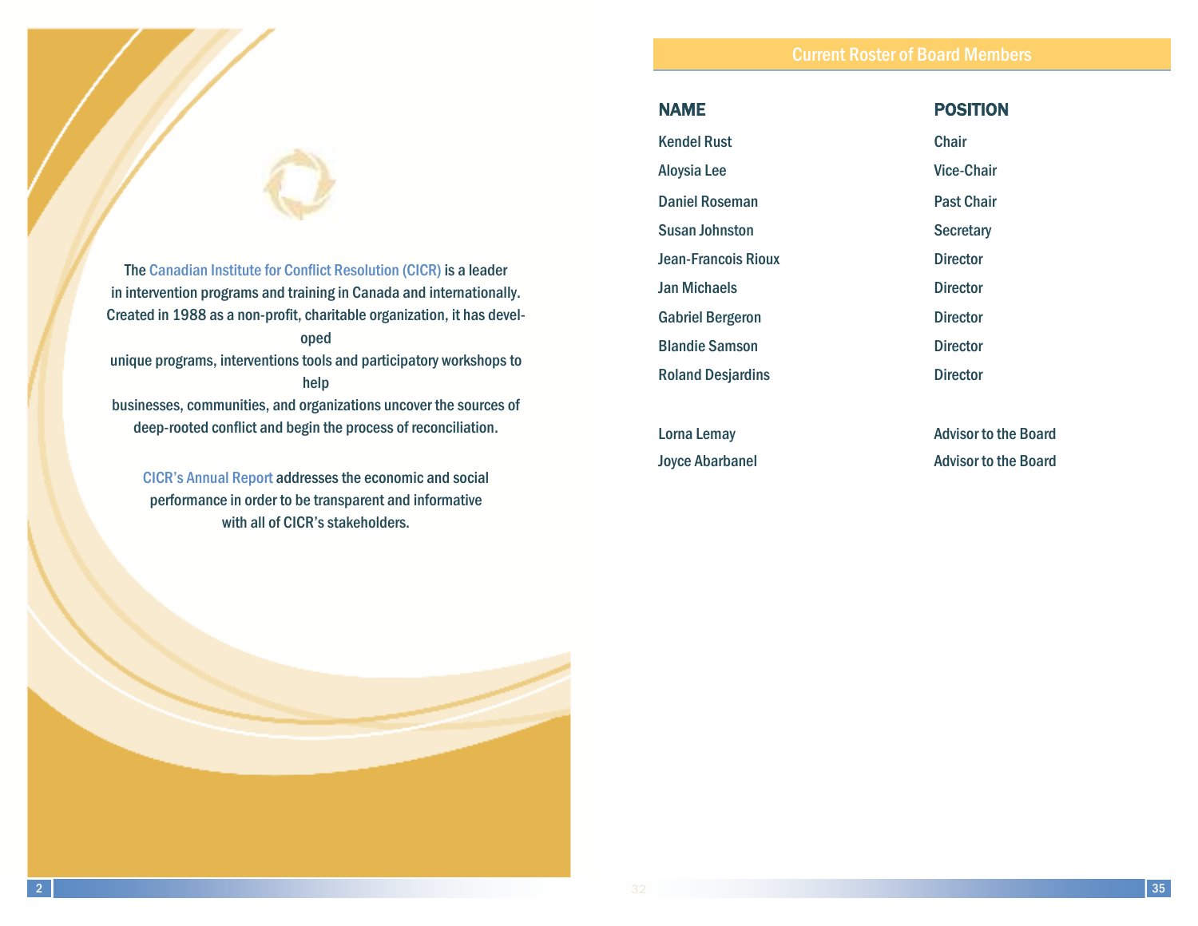The Canadian Institute for Conflict Resolution (CICR) is a leader in intervention programs and training in Canada and internationally. Created in 1988 as a non-profit, charitable organization, it has developed unique programs, interventions tools and participatory workshops to help businesses, communities, and organizations uncover the sources of deep-rooted conflict and begin the process of reconciliation.

CICR's Annual Report addresses the economic and social performance in order to be transparent and informative with all of CICR's stakeholders.

## Current Roster of Board Members

| NAME | POSITION |
|---|---|
| Kendel Rust | Chair |
| Aloysia Lee | Vice-Chair |
| Daniel Roseman | Past Chair |
| Susan Johnston | Secretary |
| Jean-Francois Rioux | Director |
| Jan Michaels | Director |
| Gabriel Bergeron | Director |
| Blandie Samson | Director |
| Roland Desjardins | Director |
| | |
| Lorna Lemay | Advisor to the Board |
| Joyce Abarbanel | Advisor to the Board |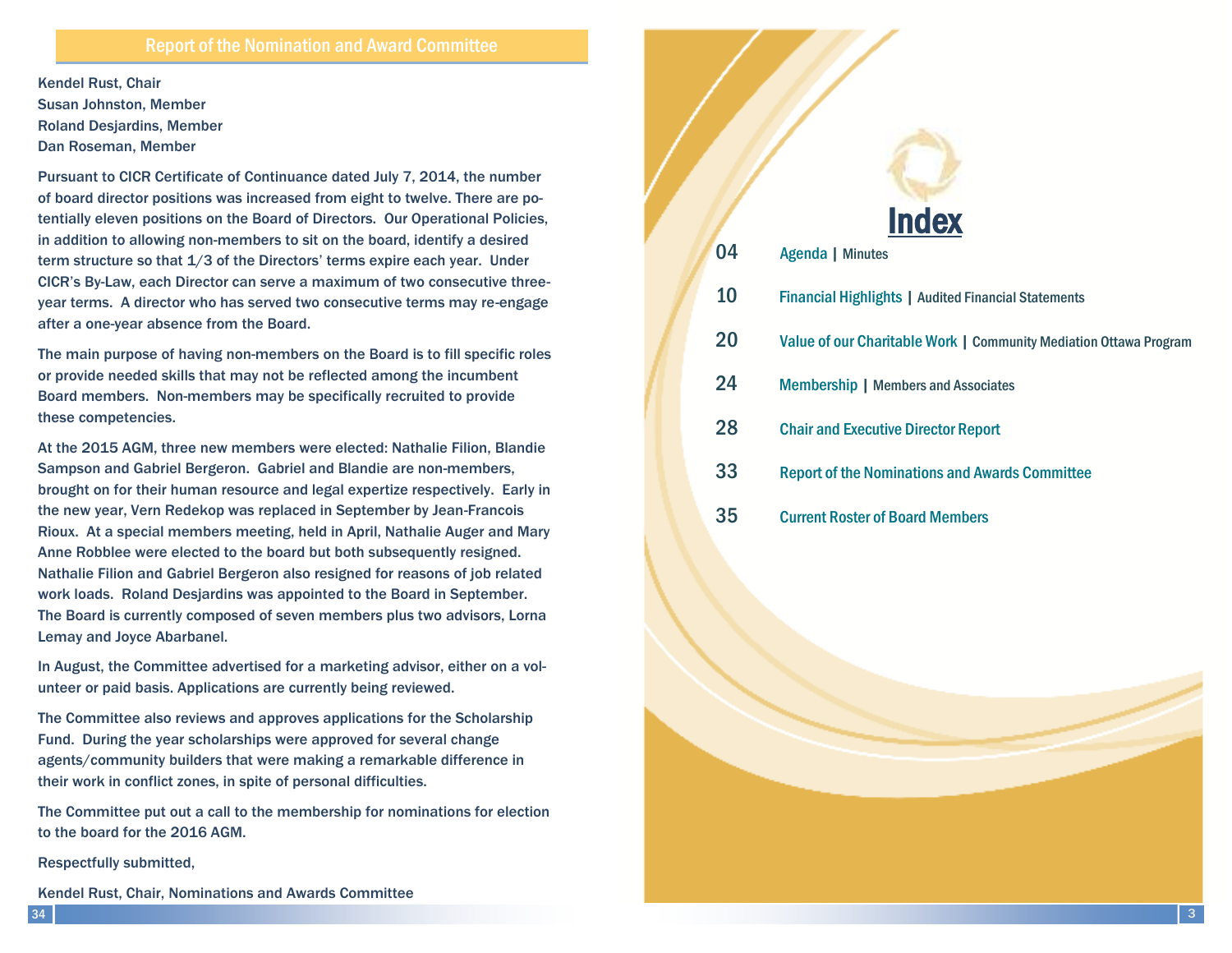## Report of the Nomination and Award Committee

Kendel Rust, Chair
Susan Johnston, Member
Roland Desjardins, Member
Dan Roseman, Member

Pursuant to CICR Certificate of Continuance dated July 7, 2014, the number of board director positions was increased from eight to twelve. There are potentially eleven positions on the Board of Directors. Our Operational Policies, in addition to allowing non-members to sit on the board, identify a desired term structure so that 1/3 of the Directors' terms expire each year. Under CICR's By-Law, each Director can serve a maximum of two consecutive three-year terms. A director who has served two consecutive terms may re-engage after a one-year absence from the Board.

The main purpose of having non-members on the Board is to fill specific roles or provide needed skills that may not be reflected among the incumbent Board members. Non-members may be specifically recruited to provide these competencies.

At the 2015 AGM, three new members were elected: Nathalie Filion, Blandie Sampson and Gabriel Bergeron. Gabriel and Blandie are non-members, brought on for their human resource and legal expertize respectively. Early in the new year, Vern Redekop was replaced in September by Jean-Francois Rioux. At a special members meeting, held in April, Nathalie Auger and Mary Anne Robblee were elected to the board but both subsequently resigned. Nathalie Filion and Gabriel Bergeron also resigned for reasons of job related work loads. Roland Desjardins was appointed to the Board in September. The Board is currently composed of seven members plus two advisors, Lorna Lemay and Joyce Abarbanel.

In August, the Committee advertised for a marketing advisor, either on a volunteer or paid basis. Applications are currently being reviewed.

The Committee also reviews and approves applications for the Scholarship Fund. During the year scholarships were approved for several change agents/community builders that were making a remarkable difference in their work in conflict zones, in spite of personal difficulties.

The Committee put out a call to the membership for nominations for election to the board for the 2016 AGM.

Respectfully submitted,

Kendel Rust, Chair, Nominations and Awards Committee

# Index

| | |
|---|---|
| 04 | Agenda \| Minutes |
| 10 | Financial Highlights \| Audited Financial Statements |
| 20 | Value of our Charitable Work \| Community Mediation Ottawa Program |
| 24 | Membership \| Members and Associates |
| 28 | Chair and Executive Director Report |
| 33 | Report of the Nominations and Awards Committee |
| 35 | Current Roster of Board Members |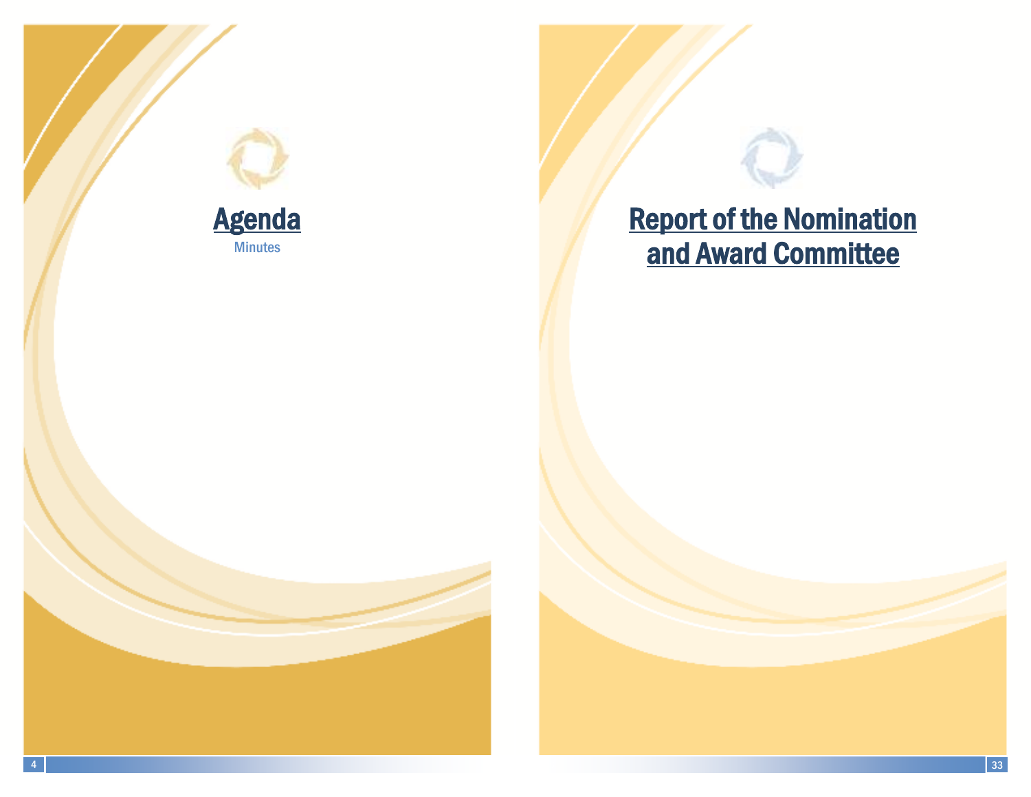# Agenda

Minutes

# Report of the Nomination and Award Committee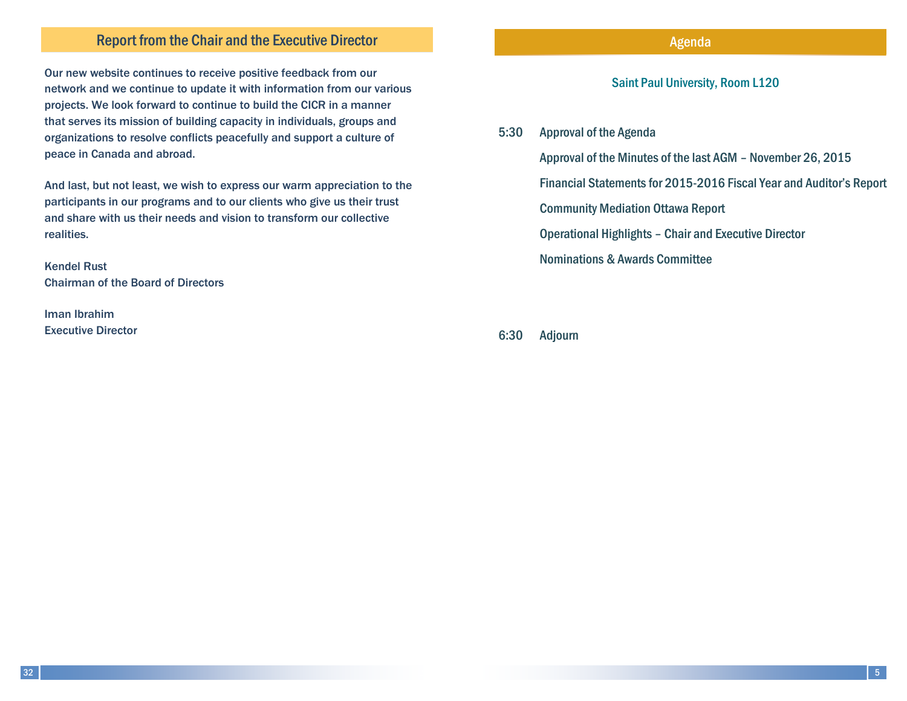## Report from the Chair and the Executive Director

Our new website continues to receive positive feedback from our network and we continue to update it with information from our various projects. We look forward to continue to build the CICR in a manner that serves its mission of building capacity in individuals, groups and organizations to resolve conflicts peacefully and support a culture of peace in Canada and abroad.

And last, but not least, we wish to express our warm appreciation to the participants in our programs and to our clients who give us their trust and share with us their needs and vision to transform our collective realities.

Kendel Rust
Chairman of the Board of Directors

Iman Ibrahim
Executive Director

## Agenda

Saint Paul University, Room L120

5:30 Approval of the Agenda

Approval of the Minutes of the last AGM – November 26, 2015

Financial Statements for 2015-2016 Fiscal Year and Auditor's Report

Community Mediation Ottawa Report

Operational Highlights – Chair and Executive Director

Nominations & Awards Committee

6:30 Adjourn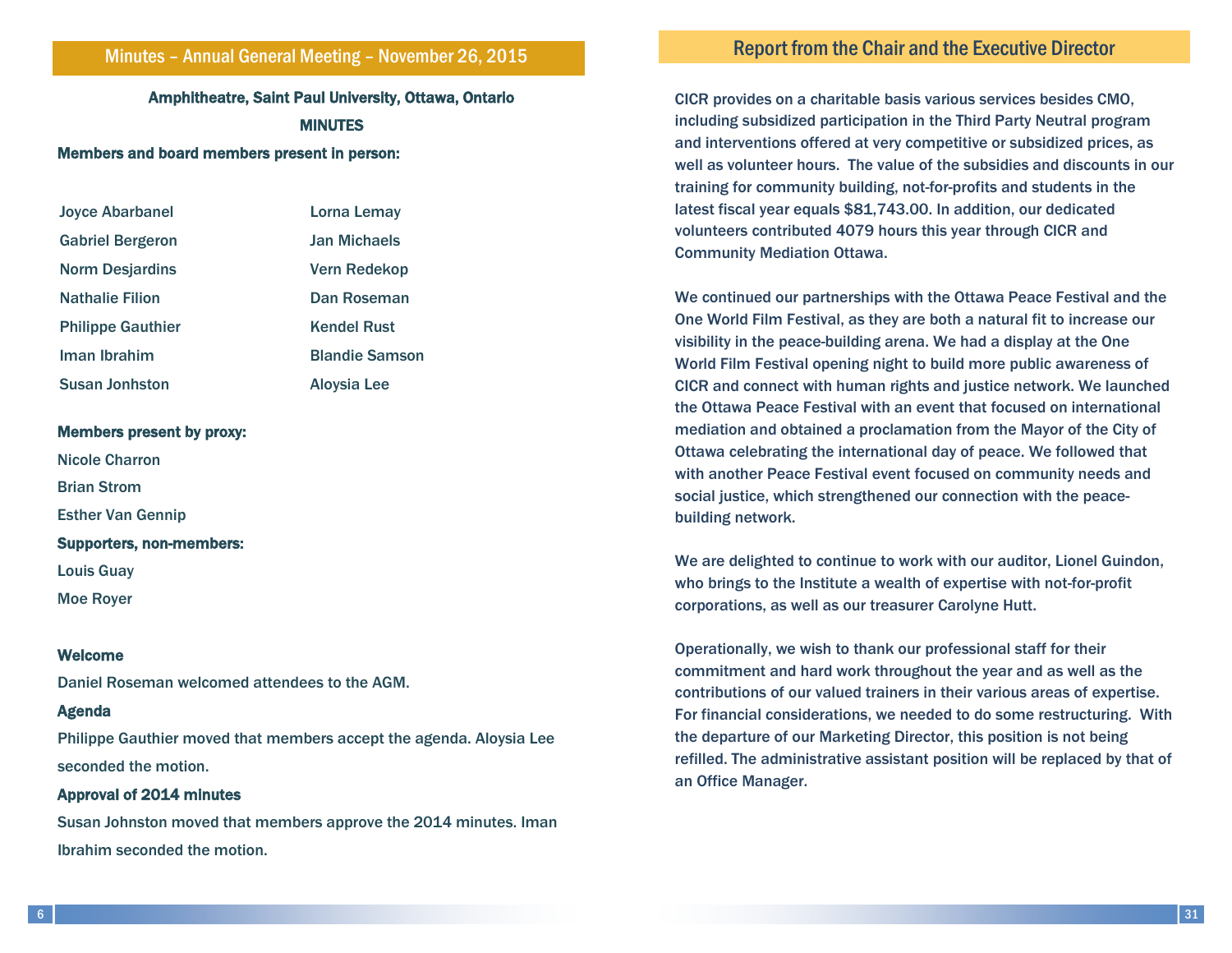## Minutes – Annual General Meeting – November 26, 2015

**Amphitheatre, Saint Paul University, Ottawa, Ontario**

**MINUTES**

**Members and board members present in person:**

Joyce Abarbanel
Gabriel Bergeron
Norm Desjardins
Nathalie Filion
Philippe Gauthier
Iman Ibrahim
Susan Jonhston
Lorna Lemay
Jan Michaels
Vern Redekop
Dan Roseman
Kendel Rust
Blandie Samson
Aloysia Lee

**Members present by proxy:**

Nicole Charron
Brian Strom
Esther Van Gennip

**Supporters, non-members:**

Louis Guay
Moe Royer

### Welcome

Daniel Roseman welcomed attendees to the AGM.

### Agenda

Philippe Gauthier moved that members accept the agenda. Aloysia Lee seconded the motion.

### Approval of 2014 minutes

Susan Johnston moved that members approve the 2014 minutes. Iman Ibrahim seconded the motion.

## Report from the Chair and the Executive Director

CICR provides on a charitable basis various services besides CMO, including subsidized participation in the Third Party Neutral program and interventions offered at very competitive or subsidized prices, as well as volunteer hours. The value of the subsidies and discounts in our training for community building, not-for-profits and students in the latest fiscal year equals $81,743.00. In addition, our dedicated volunteers contributed 4079 hours this year through CICR and Community Mediation Ottawa.

We continued our partnerships with the Ottawa Peace Festival and the One World Film Festival, as they are both a natural fit to increase our visibility in the peace-building arena. We had a display at the One World Film Festival opening night to build more public awareness of CICR and connect with human rights and justice network. We launched the Ottawa Peace Festival with an event that focused on international mediation and obtained a proclamation from the Mayor of the City of Ottawa celebrating the international day of peace. We followed that with another Peace Festival event focused on community needs and social justice, which strengthened our connection with the peace-building network.

We are delighted to continue to work with our auditor, Lionel Guindon, who brings to the Institute a wealth of expertise with not-for-profit corporations, as well as our treasurer Carolyne Hutt.

Operationally, we wish to thank our professional staff for their commitment and hard work throughout the year and as well as the contributions of our valued trainers in their various areas of expertise. For financial considerations, we needed to do some restructuring. With the departure of our Marketing Director, this position is not being refilled. The administrative assistant position will be replaced by that of an Office Manager.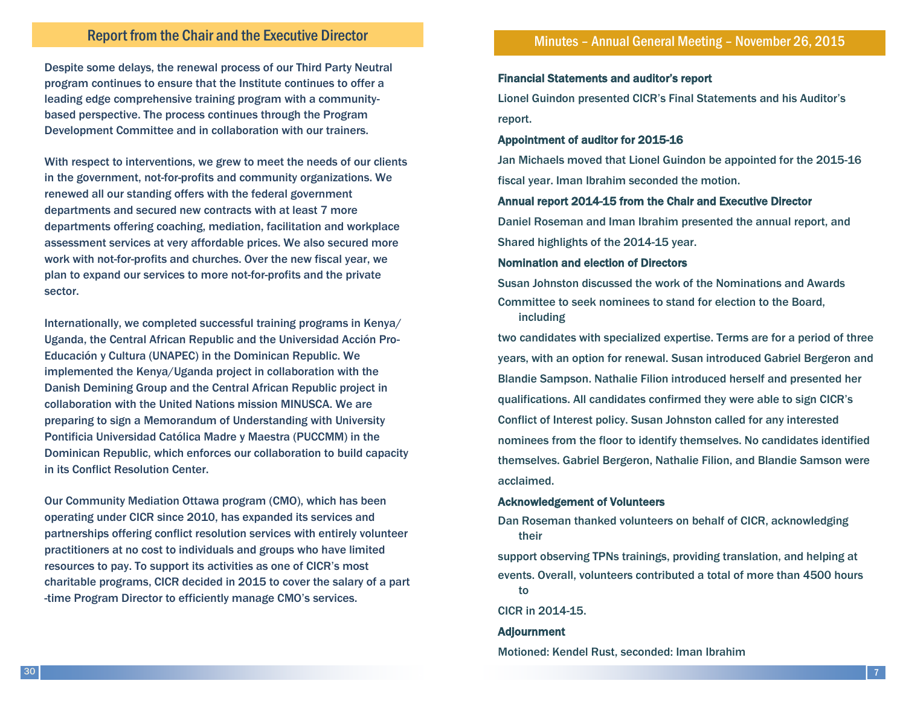## Report from the Chair and the Executive Director

Despite some delays, the renewal process of our Third Party Neutral program continues to ensure that the Institute continues to offer a leading edge comprehensive training program with a community-based perspective. The process continues through the Program Development Committee and in collaboration with our trainers.

With respect to interventions, we grew to meet the needs of our clients in the government, not-for-profits and community organizations. We renewed all our standing offers with the federal government departments and secured new contracts with at least 7 more departments offering coaching, mediation, facilitation and workplace assessment services at very affordable prices. We also secured more work with not-for-profits and churches. Over the new fiscal year, we plan to expand our services to more not-for-profits and the private sector.

Internationally, we completed successful training programs in Kenya/Uganda, the Central African Republic and the Universidad Acción Pro-Educación y Cultura (UNAPEC) in the Dominican Republic. We implemented the Kenya/Uganda project in collaboration with the Danish Demining Group and the Central African Republic project in collaboration with the United Nations mission MINUSCA. We are preparing to sign a Memorandum of Understanding with University Pontificia Universidad Católica Madre y Maestra (PUCCMM) in the Dominican Republic, which enforces our collaboration to build capacity in its Conflict Resolution Center.

Our Community Mediation Ottawa program (CMO), which has been operating under CICR since 2010, has expanded its services and partnerships offering conflict resolution services with entirely volunteer practitioners at no cost to individuals and groups who have limited resources to pay. To support its activities as one of CICR's most charitable programs, CICR decided in 2015 to cover the salary of a part-time Program Director to efficiently manage CMO's services.

## Minutes – Annual General Meeting – November 26, 2015

**Financial Statements and auditor's report**

Lionel Guindon presented CICR's Final Statements and his Auditor's report.

**Appointment of auditor for 2015-16**

Jan Michaels moved that Lionel Guindon be appointed for the 2015-16 fiscal year. Iman Ibrahim seconded the motion.

**Annual report 2014-15 from the Chair and Executive Director**

Daniel Roseman and Iman Ibrahim presented the annual report, and Shared highlights of the 2014-15 year.

**Nomination and election of Directors**

Susan Johnston discussed the work of the Nominations and Awards Committee to seek nominees to stand for election to the Board, including two candidates with specialized expertise. Terms are for a period of three years, with an option for renewal. Susan introduced Gabriel Bergeron and Blandie Sampson. Nathalie Filion introduced herself and presented her qualifications. All candidates confirmed they were able to sign CICR's Conflict of Interest policy. Susan Johnston called for any interested nominees from the floor to identify themselves. No candidates identified themselves. Gabriel Bergeron, Nathalie Filion, and Blandie Samson were acclaimed.

**Acknowledgement of Volunteers**

Dan Roseman thanked volunteers on behalf of CICR, acknowledging their support observing TPNs trainings, providing translation, and helping at events. Overall, volunteers contributed a total of more than 4500 hours to CICR in 2014-15.

**Adjournment**

Motioned: Kendel Rust, seconded: Iman Ibrahim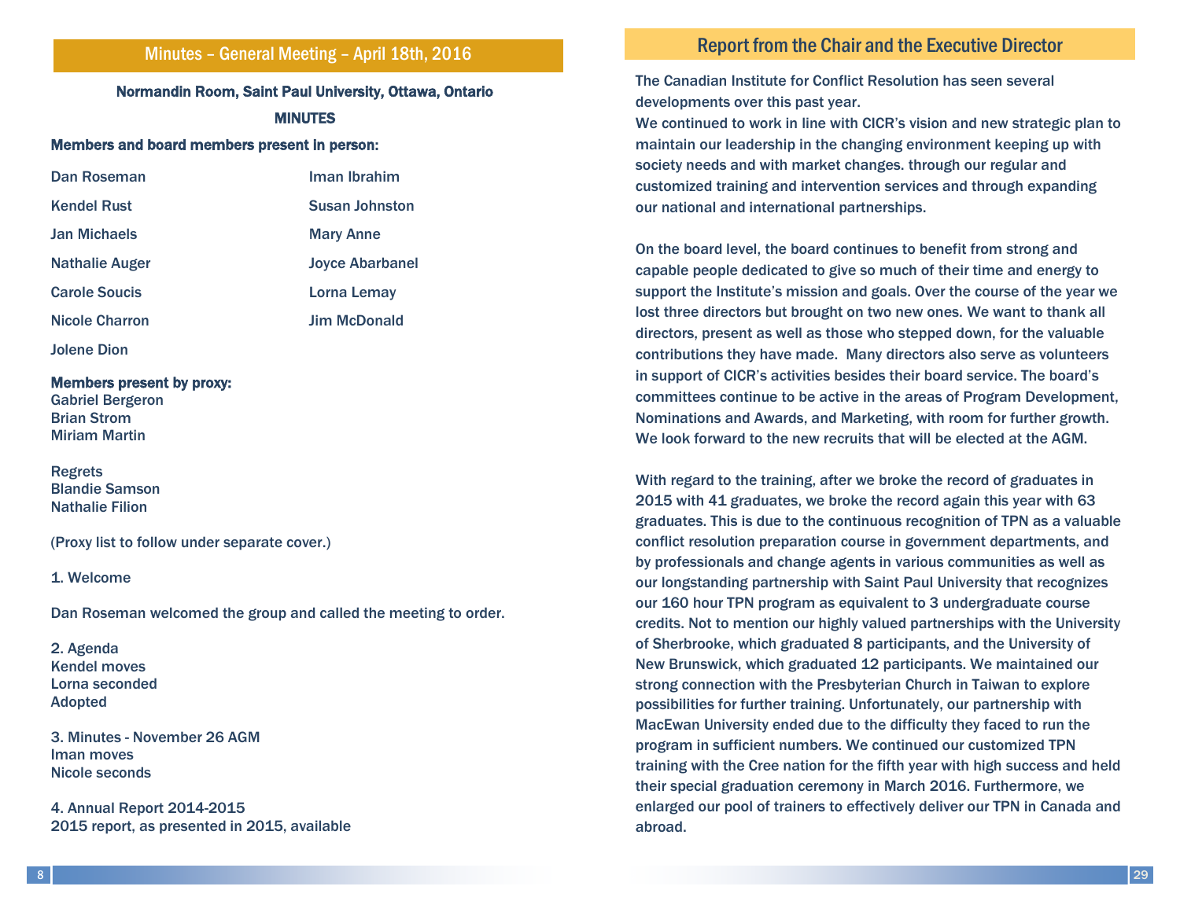## Minutes – General Meeting – April 18th, 2016

**Normandin Room, Saint Paul University, Ottawa, Ontario**

**MINUTES**

**Members and board members present in person:**

| | |
|---|---|
| Dan Roseman | Iman Ibrahim |
| Kendel Rust | Susan Johnston |
| Jan Michaels | Mary Anne |
| Nathalie Auger | Joyce Abarbanel |
| Carole Soucis | Lorna Lemay |
| Nicole Charron | Jim McDonald |
| Jolene Dion | |

**Members present by proxy:**
Gabriel Bergeron
Brian Strom
Miriam Martin

Regrets
Blandie Samson
Nathalie Filion

(Proxy list to follow under separate cover.)

1. Welcome

Dan Roseman welcomed the group and called the meeting to order.

2. Agenda
Kendel moves
Lorna seconded
Adopted

3. Minutes - November 26 AGM
Iman moves
Nicole seconds

4. Annual Report 2014-2015
2015 report, as presented in 2015, available

## Report from the Chair and the Executive Director

The Canadian Institute for Conflict Resolution has seen several developments over this past year.
We continued to work in line with CICR's vision and new strategic plan to maintain our leadership in the changing environment keeping up with society needs and with market changes. through our regular and customized training and intervention services and through expanding our national and international partnerships.

On the board level, the board continues to benefit from strong and capable people dedicated to give so much of their time and energy to support the Institute's mission and goals. Over the course of the year we lost three directors but brought on two new ones. We want to thank all directors, present as well as those who stepped down, for the valuable contributions they have made. Many directors also serve as volunteers in support of CICR's activities besides their board service. The board's committees continue to be active in the areas of Program Development, Nominations and Awards, and Marketing, with room for further growth. We look forward to the new recruits that will be elected at the AGM.

With regard to the training, after we broke the record of graduates in 2015 with 41 graduates, we broke the record again this year with 63 graduates. This is due to the continuous recognition of TPN as a valuable conflict resolution preparation course in government departments, and by professionals and change agents in various communities as well as our longstanding partnership with Saint Paul University that recognizes our 160 hour TPN program as equivalent to 3 undergraduate course credits. Not to mention our highly valued partnerships with the University of Sherbrooke, which graduated 8 participants, and the University of New Brunswick, which graduated 12 participants. We maintained our strong connection with the Presbyterian Church in Taiwan to explore possibilities for further training. Unfortunately, our partnership with MacEwan University ended due to the difficulty they faced to run the program in sufficient numbers. We continued our customized TPN training with the Cree nation for the fifth year with high success and held their special graduation ceremony in March 2016. Furthermore, we enlarged our pool of trainers to effectively deliver our TPN in Canada and abroad.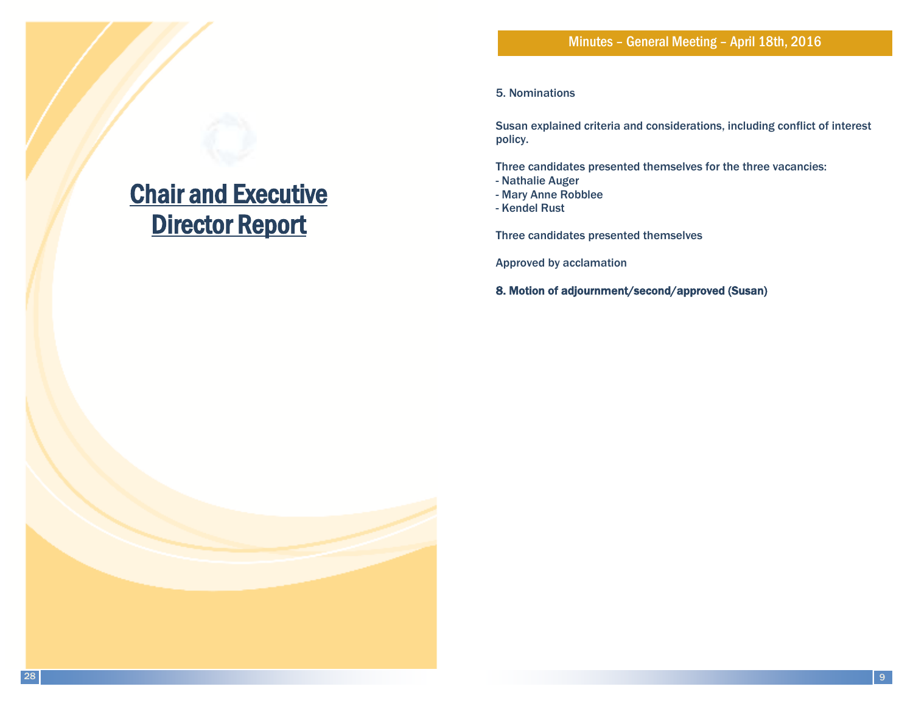# Chair and Executive Director Report

## Minutes – General Meeting – April 18th, 2016

5. Nominations

Susan explained criteria and considerations, including conflict of interest policy.

Three candidates presented themselves for the three vacancies:
- Nathalie Auger
- Mary Anne Robblee
- Kendel Rust

Three candidates presented themselves

Approved by acclamation

**8. Motion of adjournment/second/approved (Susan)**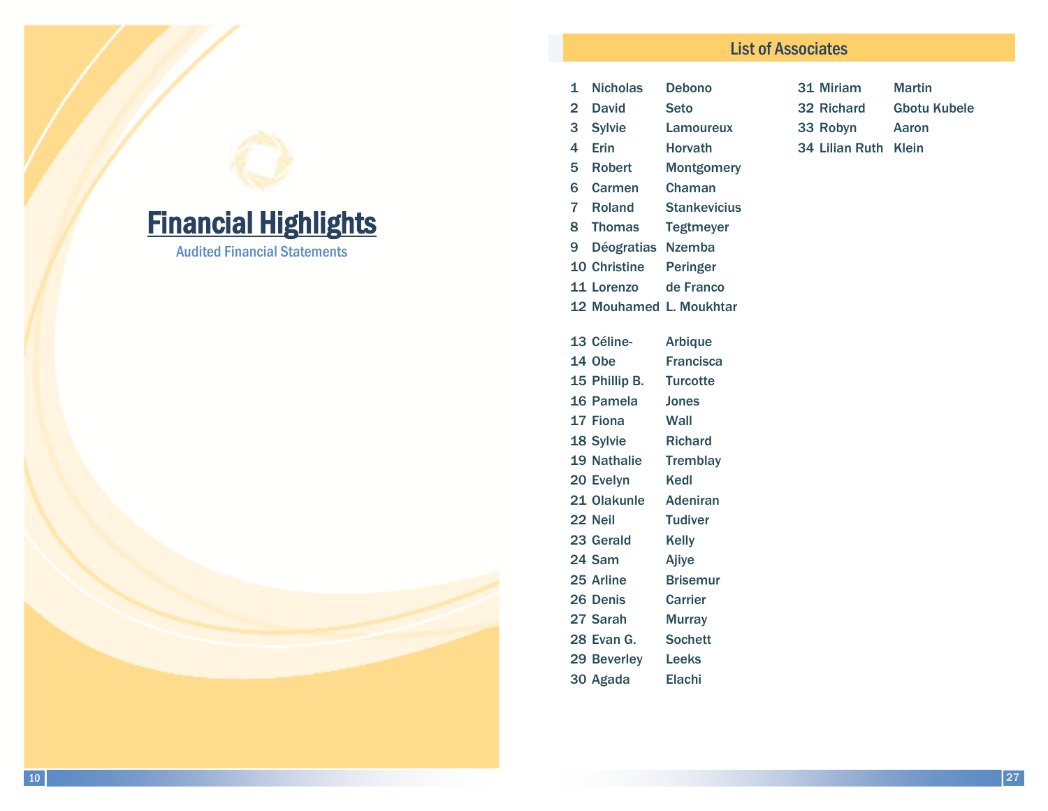# Financial Highlights

Audited Financial Statements

## List of Associates

| | | |
|---|---|---|
| 1 | Nicholas | Debono |
| 2 | David | Seto |
| 3 | Sylvie | Lamoureux |
| 4 | Erin | Horvath |
| 5 | Robert | Montgomery |
| 6 | Carmen | Chaman |
| 7 | Roland | Stankevicius |
| 8 | Thomas | Tegtmeyer |
| 9 | Déogratias | Nzemba |
| 10 | Christine | Peringer |
| 11 | Lorenzo | de Franco |
| 12 | Mouhamed | L. Moukhtar |
| 13 | Céline- | Arbique |
| 14 | Obe | Francisca |
| 15 | Phillip B. | Turcotte |
| 16 | Pamela | Jones |
| 17 | Fiona | Wall |
| 18 | Sylvie | Richard |
| 19 | Nathalie | Tremblay |
| 20 | Evelyn | Kedl |
| 21 | Olakunle | Adeniran |
| 22 | Neil | Tudiver |
| 23 | Gerald | Kelly |
| 24 | Sam | Ajiye |
| 25 | Arline | Brisemur |
| 26 | Denis | Carrier |
| 27 | Sarah | Murray |
| 28 | Evan G. | Sochett |
| 29 | Beverley | Leeks |
| 30 | Agada | Elachi |
| 31 | Miriam | Martin |
| 32 | Richard | Gbotu Kubele |
| 33 | Robyn | Aaron |
| 34 | Lilian Ruth | Klein |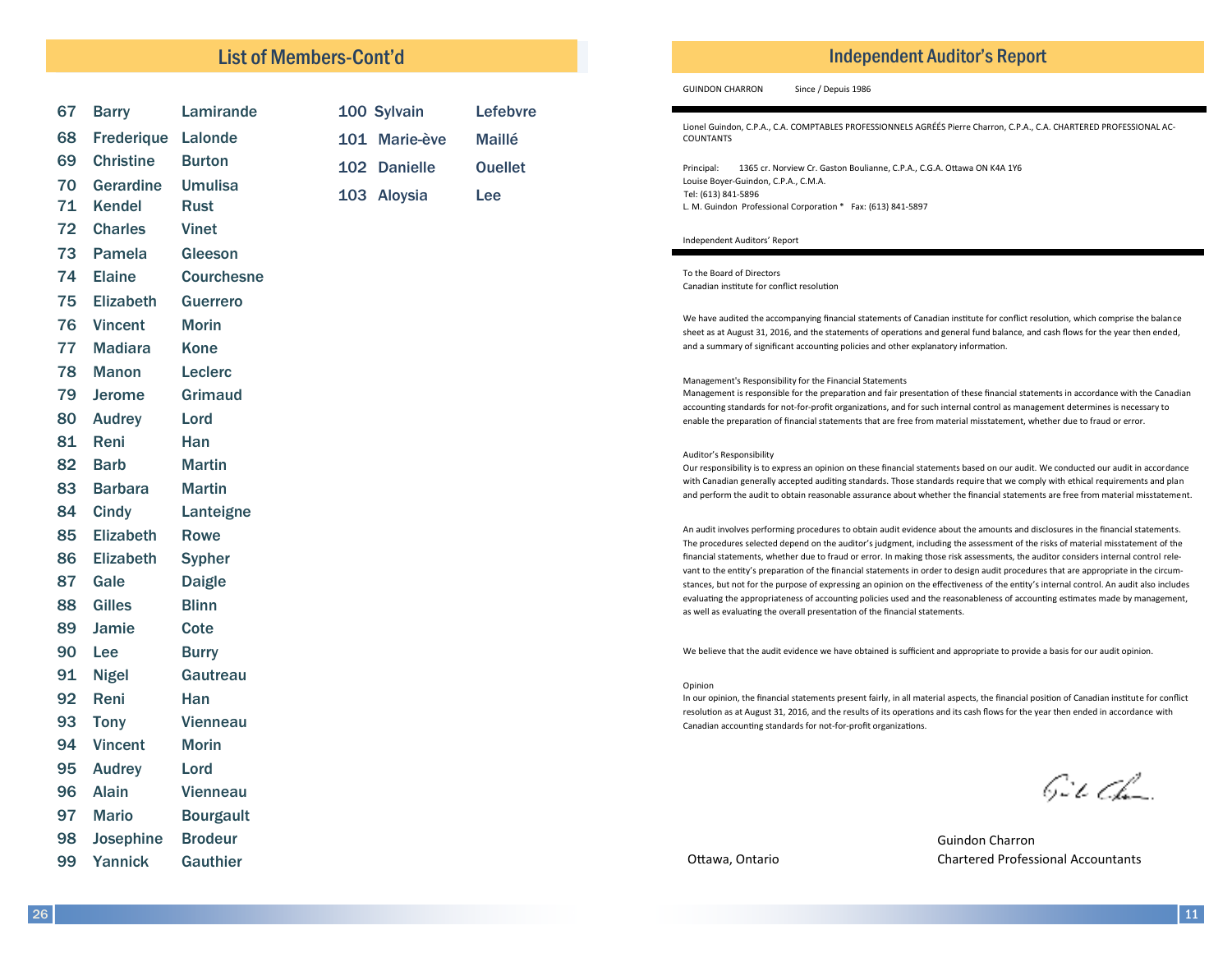## List of Members-Cont'd

| | | |
|---|---|---|
| 67 | Barry | Lamirande |
| 68 | Frederique | Lalonde |
| 69 | Christine | Burton |
| 70 | Gerardine | Umulisa |
| 71 | Kendel | Rust |
| 72 | Charles | Vinet |
| 73 | Pamela | Gleeson |
| 74 | Elaine | Courchesne |
| 75 | Elizabeth | Guerrero |
| 76 | Vincent | Morin |
| 77 | Madiara | Kone |
| 78 | Manon | Leclerc |
| 79 | Jerome | Grimaud |
| 80 | Audrey | Lord |
| 81 | Reni | Han |
| 82 | Barb | Martin |
| 83 | Barbara | Martin |
| 84 | Cindy | Lanteigne |
| 85 | Elizabeth | Rowe |
| 86 | Elizabeth | Sypher |
| 87 | Gale | Daigle |
| 88 | Gilles | Blinn |
| 89 | Jamie | Cote |
| 90 | Lee | Burry |
| 91 | Nigel | Gautreau |
| 92 | Reni | Han |
| 93 | Tony | Vienneau |
| 94 | Vincent | Morin |
| 95 | Audrey | Lord |
| 96 | Alain | Vienneau |
| 97 | Mario | Bourgault |
| 98 | Josephine | Brodeur |
| 99 | Yannick | Gauthier |
| 100 | Sylvain | Lefebvre |
| 101 | Marie-ève | Maillé |
| 102 | Danielle | Ouellet |
| 103 | Aloysia | Lee |

## Independent Auditor's Report

GUINDON CHARRON Since / Depuis 1986

Lionel Guindon, C.P.A., C.A. COMPTABLES PROFESSIONNELS AGRÉÉS Pierre Charron, C.P.A., C.A. CHARTERED PROFESSIONAL ACCOUNTANTS

Principal: 1365 cr. Norview Cr. Gaston Boulianne, C.P.A., C.G.A. Ottawa ON K4A 1Y6
Louise Boyer-Guindon, C.P.A., C.M.A.
Tel: (613) 841-5896
L. M. Guindon Professional Corporation * Fax: (613) 841-5897

Independent Auditors' Report

To the Board of Directors
Canadian institute for conflict resolution

We have audited the accompanying financial statements of Canadian institute for conflict resolution, which comprise the balance sheet as at August 31, 2016, and the statements of operations and general fund balance, and cash flows for the year then ended, and a summary of significant accounting policies and other explanatory information.

Management's Responsibility for the Financial Statements
Management is responsible for the preparation and fair presentation of these financial statements in accordance with the Canadian accounting standards for not-for-profit organizations, and for such internal control as management determines is necessary to enable the preparation of financial statements that are free from material misstatement, whether due to fraud or error.

Auditor's Responsibility
Our responsibility is to express an opinion on these financial statements based on our audit. We conducted our audit in accordance with Canadian generally accepted auditing standards. Those standards require that we comply with ethical requirements and plan and perform the audit to obtain reasonable assurance about whether the financial statements are free from material misstatement.

An audit involves performing procedures to obtain audit evidence about the amounts and disclosures in the financial statements. The procedures selected depend on the auditor's judgment, including the assessment of the risks of material misstatement of the financial statements, whether due to fraud or error. In making those risk assessments, the auditor considers internal control relevant to the entity's preparation of the financial statements in order to design audit procedures that are appropriate in the circumstances, but not for the purpose of expressing an opinion on the effectiveness of the entity's internal control. An audit also includes evaluating the appropriateness of accounting policies used and the reasonableness of accounting estimates made by management, as well as evaluating the overall presentation of the financial statements.

We believe that the audit evidence we have obtained is sufficient and appropriate to provide a basis for our audit opinion.

Opinion
In our opinion, the financial statements present fairly, in all material aspects, the financial position of Canadian institute for conflict resolution as at August 31, 2016, and the results of its operations and its cash flows for the year then ended in accordance with Canadian accounting standards for not-for-profit organizations.

Ottawa, Ontario

Guindon Charron
Chartered Professional Accountants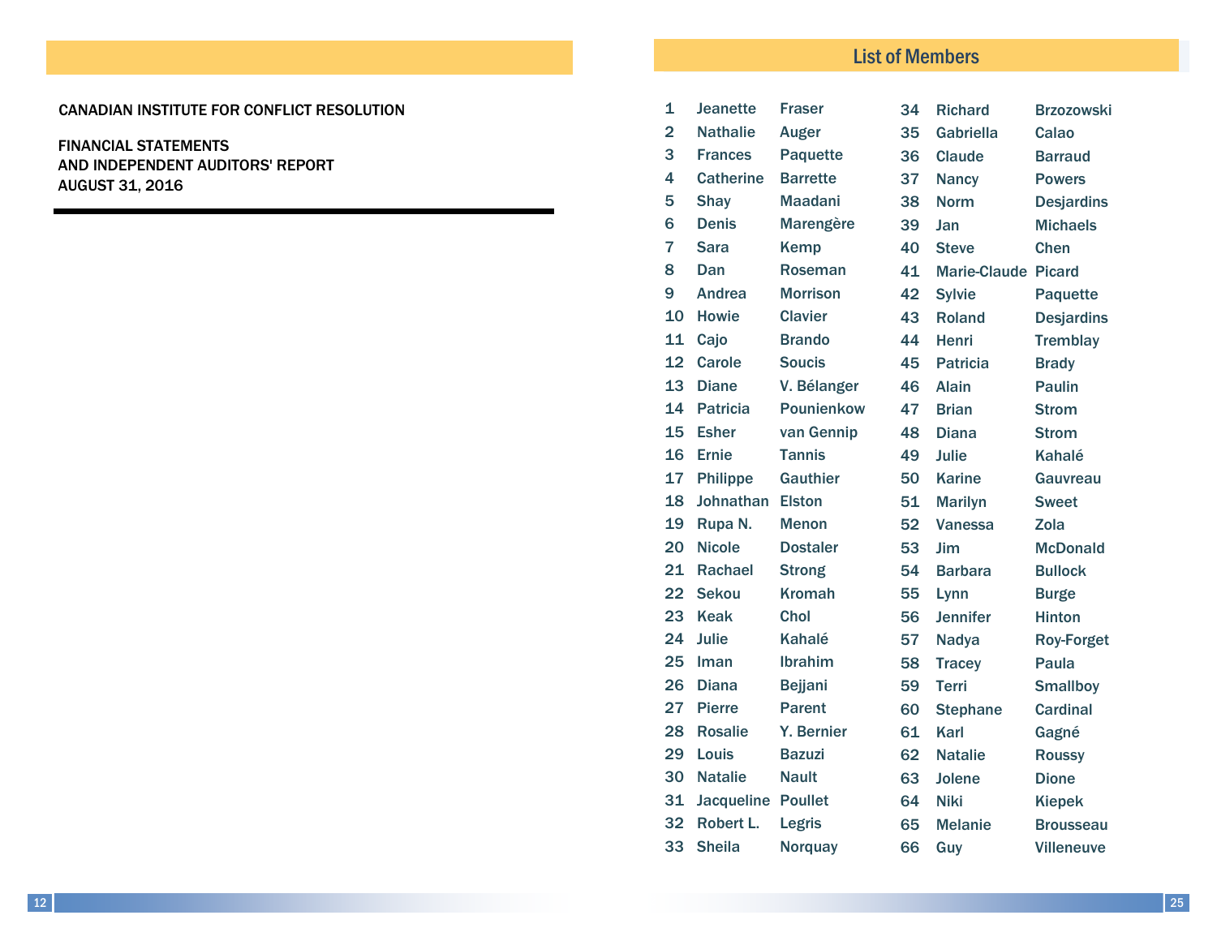CANADIAN INSTITUTE FOR CONFLICT RESOLUTION

FINANCIAL STATEMENTS
AND INDEPENDENT AUDITORS' REPORT
AUGUST 31, 2016

## List of Members

| | | | | | |
|---|---|---|---|---|---|
| 1 | Jeanette | Fraser | 34 | Richard | Brzozowski |
| 2 | Nathalie | Auger | 35 | Gabriella | Calao |
| 3 | Frances | Paquette | 36 | Claude | Barraud |
| 4 | Catherine | Barrette | 37 | Nancy | Powers |
| 5 | Shay | Maadani | 38 | Norm | Desjardins |
| 6 | Denis | Marengère | 39 | Jan | Michaels |
| 7 | Sara | Kemp | 40 | Steve | Chen |
| 8 | Dan | Roseman | 41 | Marie-Claude | Picard |
| 9 | Andrea | Morrison | 42 | Sylvie | Paquette |
| 10 | Howie | Clavier | 43 | Roland | Desjardins |
| 11 | Cajo | Brando | 44 | Henri | Tremblay |
| 12 | Carole | Soucis | 45 | Patricia | Brady |
| 13 | Diane | V. Bélanger | 46 | Alain | Paulin |
| 14 | Patricia | Pounienkow | 47 | Brian | Strom |
| 15 | Esher | van Gennip | 48 | Diana | Strom |
| 16 | Ernie | Tannis | 49 | Julie | Kahalé |
| 17 | Philippe | Gauthier | 50 | Karine | Gauvreau |
| 18 | Johnathan | Elston | 51 | Marilyn | Sweet |
| 19 | Rupa N. | Menon | 52 | Vanessa | Zola |
| 20 | Nicole | Dostaler | 53 | Jim | McDonald |
| 21 | Rachael | Strong | 54 | Barbara | Bullock |
| 22 | Sekou | Kromah | 55 | Lynn | Burge |
| 23 | Keak | Chol | 56 | Jennifer | Hinton |
| 24 | Julie | Kahalé | 57 | Nadya | Roy-Forget |
| 25 | Iman | Ibrahim | 58 | Tracey | Paula |
| 26 | Diana | Bejjani | 59 | Terri | Smallboy |
| 27 | Pierre | Parent | 60 | Stephane | Cardinal |
| 28 | Rosalie | Y. Bernier | 61 | Karl | Gagné |
| 29 | Louis | Bazuzi | 62 | Natalie | Roussy |
| 30 | Natalie | Nault | 63 | Jolene | Dione |
| 31 | Jacqueline | Poullet | 64 | Niki | Kiepek |
| 32 | Robert L. | Legris | 65 | Melanie | Brousseau |
| 33 | Sheila | Norquay | 66 | Guy | Villeneuve |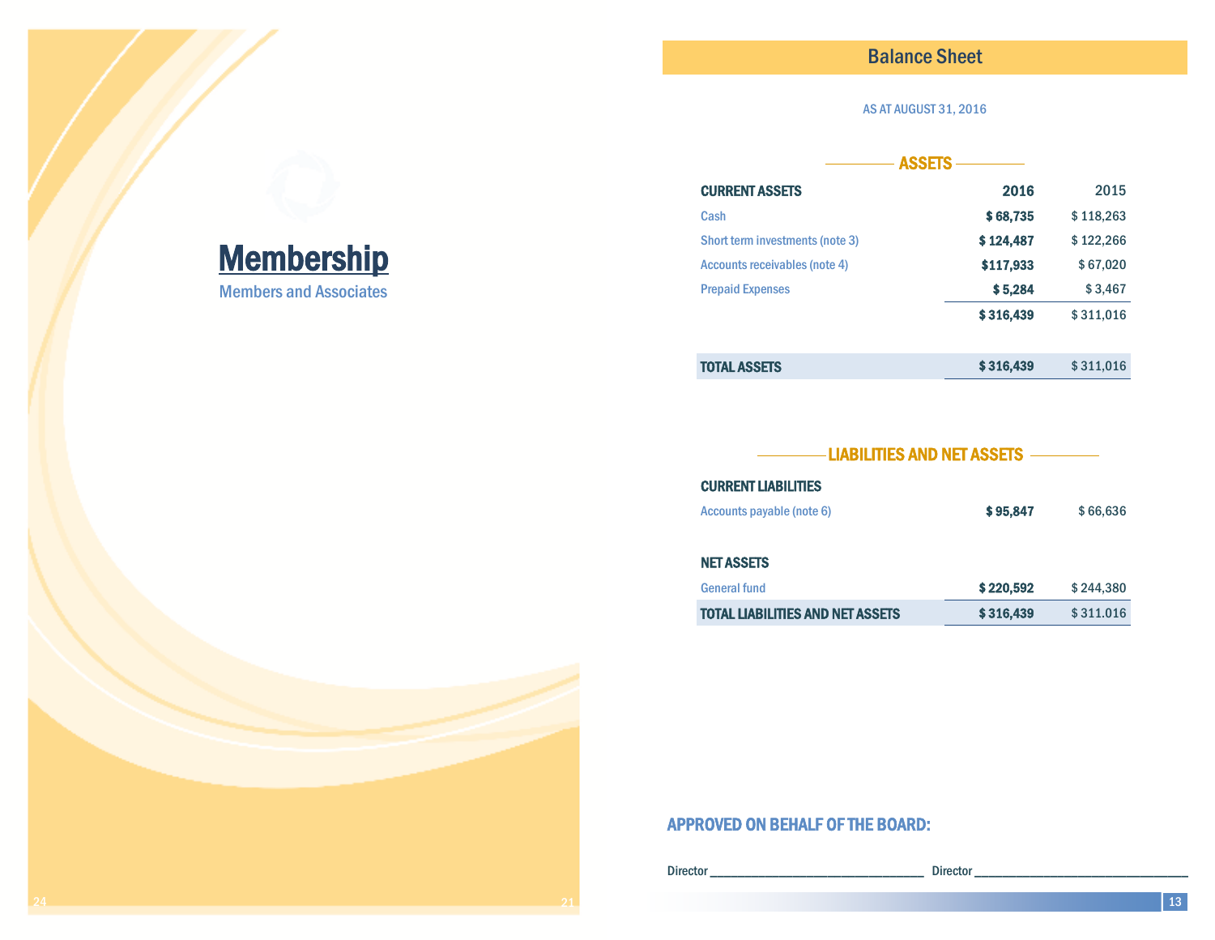# Membership

Members and Associates

## Balance Sheet

AS AT AUGUST 31, 2016

### ASSETS

| CURRENT ASSETS | 2016 | 2015 |
|---|---|---|
| Cash | **$ 68,735** | $ 118,263 |
| Short term investments (note 3) | **$ 124,487** | $ 122,266 |
| Accounts receivables (note 4) | **$117,933** | $ 67,020 |
| Prepaid Expenses | **$ 5,284** | $ 3,467 |
| | **$ 316,439** | $ 311,016 |
| **TOTAL ASSETS** | **$ 316,439** | $ 311,016 |

### LIABILITIES AND NET ASSETS

| | 2016 | 2015 |
|---|---|---|
| **CURRENT LIABILITIES** | | |
| Accounts payable (note 6) | **$ 95,847** | $ 66,636 |
| **NET ASSETS** | | |
| General fund | **$ 220,592** | $ 244,380 |
| **TOTAL LIABILITIES AND NET ASSETS** | **$ 316,439** | $ 311.016 |

### APPROVED ON BEHALF OF THE BOARD:

Director ________________________________ Director ________________________________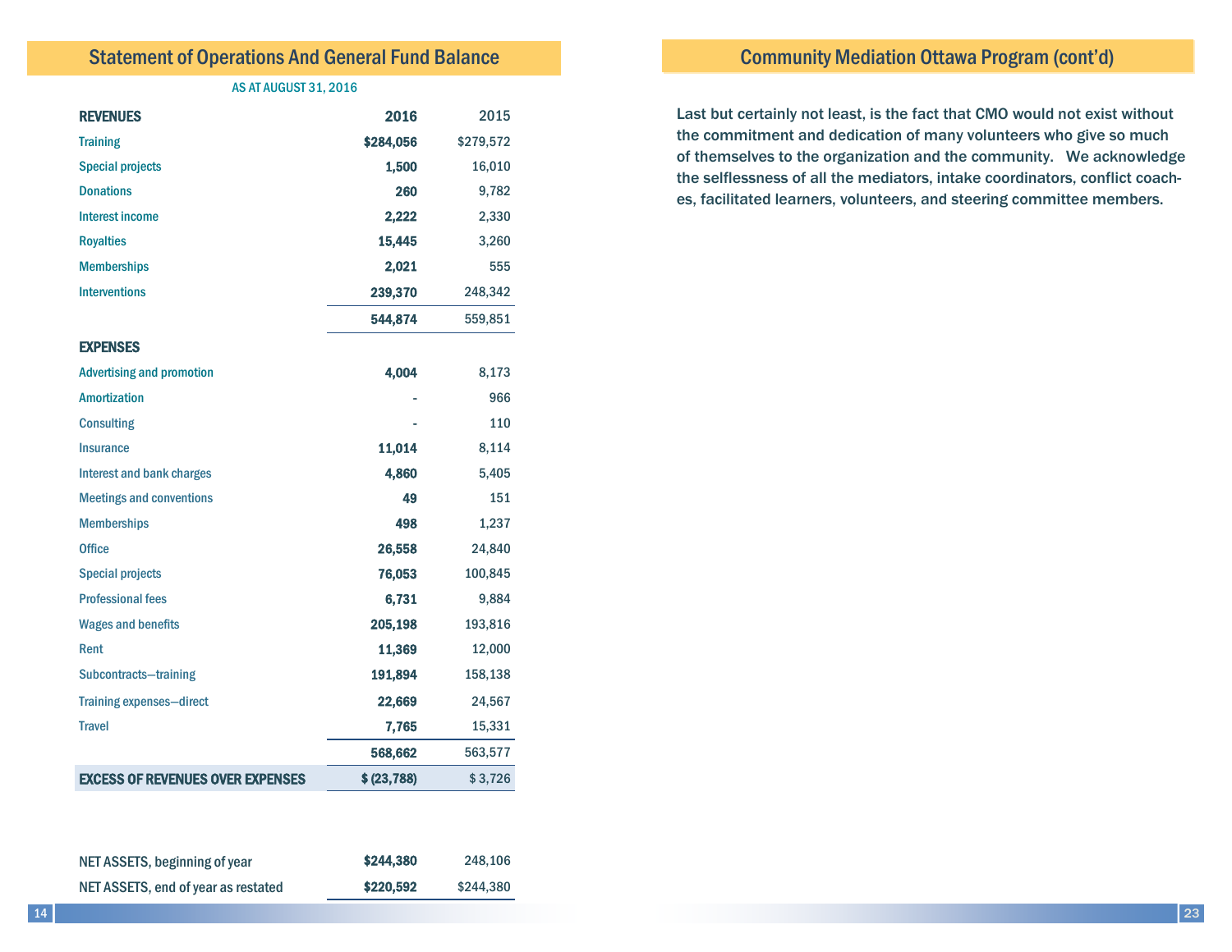## Statement of Operations And General Fund Balance

AS AT AUGUST 31, 2016

| REVENUES | 2016 | 2015 |
|---|---|---|
| Training | $284,056 | $279,572 |
| Special projects | 1,500 | 16,010 |
| Donations | 260 | 9,782 |
| Interest income | 2,222 | 2,330 |
| Royalties | 15,445 | 3,260 |
| Memberships | 2,021 | 555 |
| Interventions | 239,370 | 248,342 |
| | 544,874 | 559,851 |
| **EXPENSES** | | |
| Advertising and promotion | 4,004 | 8,173 |
| Amortization | - | 966 |
| Consulting | - | 110 |
| Insurance | 11,014 | 8,114 |
| Interest and bank charges | 4,860 | 5,405 |
| Meetings and conventions | 49 | 151 |
| Memberships | 498 | 1,237 |
| Office | 26,558 | 24,840 |
| Special projects | 76,053 | 100,845 |
| Professional fees | 6,731 | 9,884 |
| Wages and benefits | 205,198 | 193,816 |
| Rent | 11,369 | 12,000 |
| Subcontracts—training | 191,894 | 158,138 |
| Training expenses—direct | 22,669 | 24,567 |
| Travel | 7,765 | 15,331 |
| | 568,662 | 563,577 |
| **EXCESS OF REVENUES OVER EXPENSES** | $ (23,788) | $ 3,726 |

| | | |
|---|---|---|
| NET ASSETS, beginning of year | $244,380 | 248,106 |
| NET ASSETS, end of year as restated | $220,592 | $244,380 |

## Community Mediation Ottawa Program (cont'd)

Last but certainly not least, is the fact that CMO would not exist without the commitment and dedication of many volunteers who give so much of themselves to the organization and the community. We acknowledge the selflessness of all the mediators, intake coordinators, conflict coaches, facilitated learners, volunteers, and steering committee members.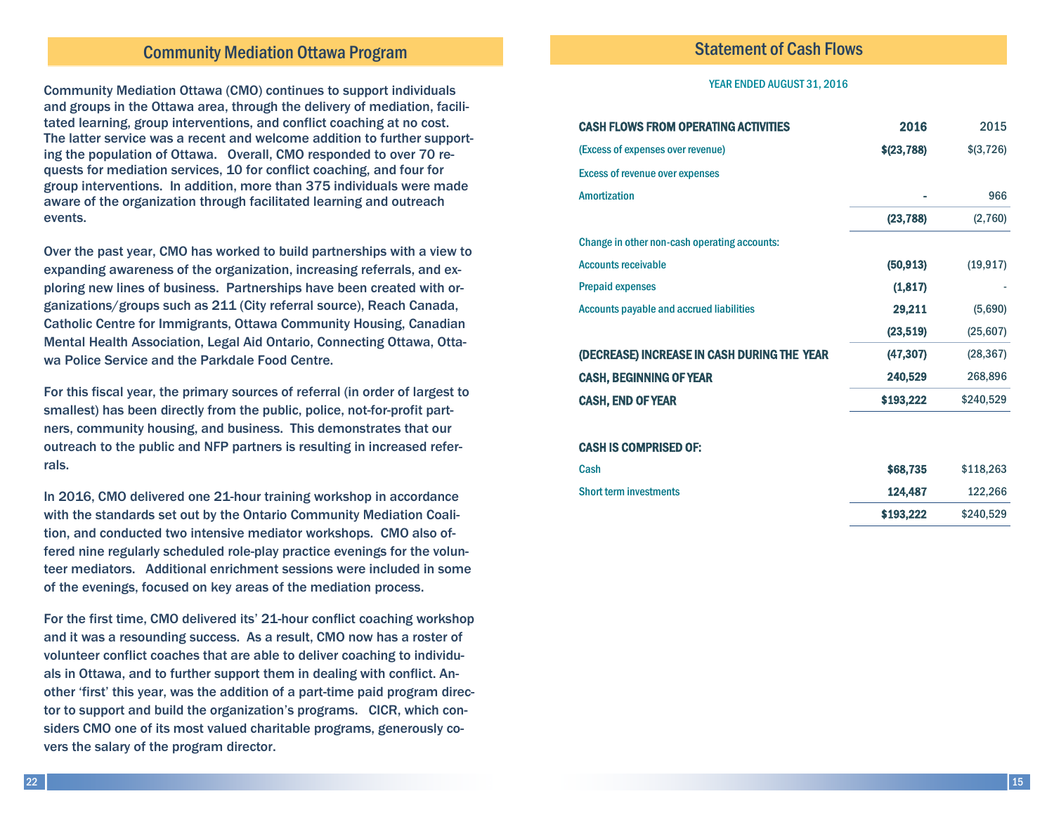## Community Mediation Ottawa Program

Community Mediation Ottawa (CMO) continues to support individuals and groups in the Ottawa area, through the delivery of mediation, facilitated learning, group interventions, and conflict coaching at no cost. The latter service was a recent and welcome addition to further supporting the population of Ottawa. Overall, CMO responded to over 70 requests for mediation services, 10 for conflict coaching, and four for group interventions. In addition, more than 375 individuals were made aware of the organization through facilitated learning and outreach events.

Over the past year, CMO has worked to build partnerships with a view to expanding awareness of the organization, increasing referrals, and exploring new lines of business. Partnerships have been created with organizations/groups such as 211 (City referral source), Reach Canada, Catholic Centre for Immigrants, Ottawa Community Housing, Canadian Mental Health Association, Legal Aid Ontario, Connecting Ottawa, Ottawa Police Service and the Parkdale Food Centre.

For this fiscal year, the primary sources of referral (in order of largest to smallest) has been directly from the public, police, not-for-profit partners, community housing, and business. This demonstrates that our outreach to the public and NFP partners is resulting in increased referrals.

In 2016, CMO delivered one 21-hour training workshop in accordance with the standards set out by the Ontario Community Mediation Coalition, and conducted two intensive mediator workshops. CMO also offered nine regularly scheduled role-play practice evenings for the volunteer mediators. Additional enrichment sessions were included in some of the evenings, focused on key areas of the mediation process.

For the first time, CMO delivered its' 21-hour conflict coaching workshop and it was a resounding success. As a result, CMO now has a roster of volunteer conflict coaches that are able to deliver coaching to individuals in Ottawa, and to further support them in dealing with conflict. Another 'first' this year, was the addition of a part-time paid program director to support and build the organization's programs. CICR, which considers CMO one of its most valued charitable programs, generously covers the salary of the program director.

## Statement of Cash Flows

YEAR ENDED AUGUST 31, 2016

| CASH FLOWS FROM OPERATING ACTIVITIES | 2016 | 2015 |
|---|---|---|
| (Excess of expenses over revenue) | **$(23,788)** | $(3,726) |
| Excess of revenue over expenses | | |
| Amortization | - | 966 |
| | **(23,788)** | (2,760) |
| Change in other non-cash operating accounts: | | |
| Accounts receivable | **(50,913)** | (19,917) |
| Prepaid expenses | **(1,817)** | - |
| Accounts payable and accrued liabilities | **29,211** | (5,690) |
| | **(23,519)** | (25,607) |
| **(DECREASE) INCREASE IN CASH DURING THE YEAR** | **(47,307)** | (28,367) |
| **CASH, BEGINNING OF YEAR** | **240,529** | 268,896 |
| **CASH, END OF YEAR** | **$193,222** | $240,529 |
| **CASH IS COMPRISED OF:** | | |
| Cash | **$68,735** | $118,263 |
| Short term investments | **124,487** | 122,266 |
| | **$193,222** | $240,529 |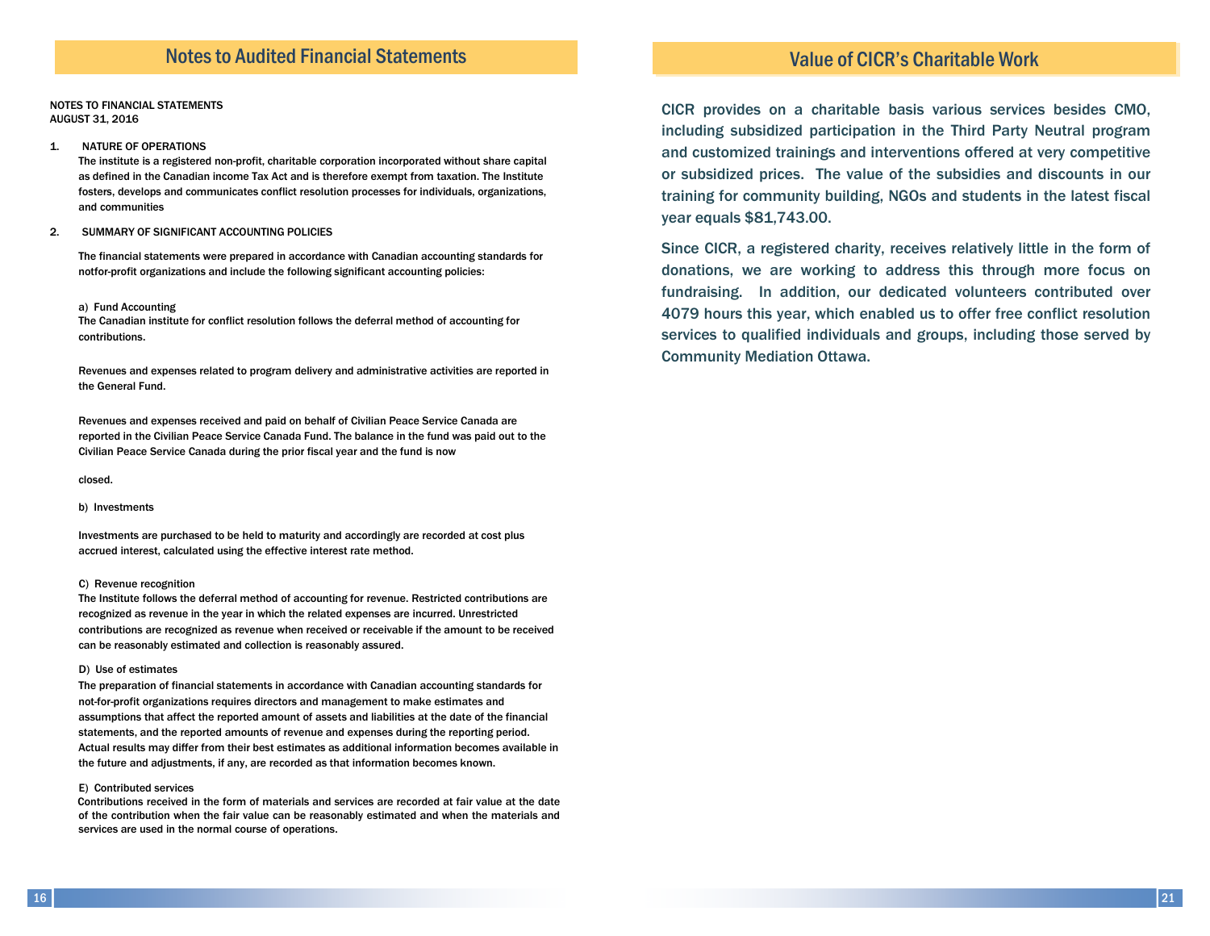# Notes to Audited Financial Statements

NOTES TO FINANCIAL STATEMENTS
AUGUST 31, 2016

1. NATURE OF OPERATIONS

The institute is a registered non-profit, charitable corporation incorporated without share capital as defined in the Canadian income Tax Act and is therefore exempt from taxation. The Institute fosters, develops and communicates conflict resolution processes for individuals, organizations, and communities

2. SUMMARY OF SIGNIFICANT ACCOUNTING POLICIES

The financial statements were prepared in accordance with Canadian accounting standards for notfor-profit organizations and include the following significant accounting policies:

a) Fund Accounting

The Canadian institute for conflict resolution follows the deferral method of accounting for contributions.

Revenues and expenses related to program delivery and administrative activities are reported in the General Fund.

Revenues and expenses received and paid on behalf of Civilian Peace Service Canada are reported in the Civilian Peace Service Canada Fund. The balance in the fund was paid out to the Civilian Peace Service Canada during the prior fiscal year and the fund is now

closed.

b) Investments

Investments are purchased to be held to maturity and accordingly are recorded at cost plus accrued interest, calculated using the effective interest rate method.

C) Revenue recognition

The Institute follows the deferral method of accounting for revenue. Restricted contributions are recognized as revenue in the year in which the related expenses are incurred. Unrestricted contributions are recognized as revenue when received or receivable if the amount to be received can be reasonably estimated and collection is reasonably assured.

D) Use of estimates

The preparation of financial statements in accordance with Canadian accounting standards for not-for-profit organizations requires directors and management to make estimates and assumptions that affect the reported amount of assets and liabilities at the date of the financial statements, and the reported amounts of revenue and expenses during the reporting period. Actual results may differ from their best estimates as additional information becomes available in the future and adjustments, if any, are recorded as that information becomes known.

E) Contributed services

Contributions received in the form of materials and services are recorded at fair value at the date of the contribution when the fair value can be reasonably estimated and when the materials and services are used in the normal course of operations.

# Value of CICR's Charitable Work

CICR provides on a charitable basis various services besides CMO, including subsidized participation in the Third Party Neutral program and customized trainings and interventions offered at very competitive or subsidized prices. The value of the subsidies and discounts in our training for community building, NGOs and students in the latest fiscal year equals $81,743.00.

Since CICR, a registered charity, receives relatively little in the form of donations, we are working to address this through more focus on fundraising. In addition, our dedicated volunteers contributed over 4079 hours this year, which enabled us to offer free conflict resolution services to qualified individuals and groups, including those served by Community Mediation Ottawa.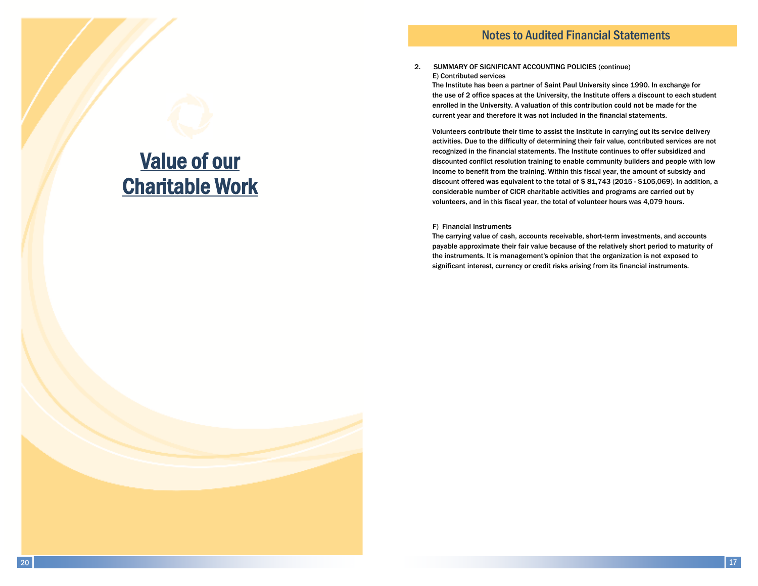# Value of our Charitable Work

## Notes to Audited Financial Statements

2. SUMMARY OF SIGNIFICANT ACCOUNTING POLICIES (continue)

**E) Contributed services**

The Institute has been a partner of Saint Paul University since 1990. In exchange for the use of 2 office spaces at the University, the Institute offers a discount to each student enrolled in the University. A valuation of this contribution could not be made for the current year and therefore it was not included in the financial statements.

Volunteers contribute their time to assist the Institute in carrying out its service delivery activities. Due to the difficulty of determining their fair value, contributed services are not recognized in the financial statements. The Institute continues to offer subsidized and discounted conflict resolution training to enable community builders and people with low income to benefit from the training. Within this fiscal year, the amount of subsidy and discount offered was equivalent to the total of $ 81,743 (2015 - $105,069). In addition, a considerable number of CICR charitable activities and programs are carried out by volunteers, and in this fiscal year, the total of volunteer hours was 4,079 hours.

**F) Financial Instruments**

The carrying value of cash, accounts receivable, short-term investments, and accounts payable approximate their fair value because of the relatively short period to maturity of the instruments. It is management's opinion that the organization is not exposed to significant interest, currency or credit risks arising from its financial instruments.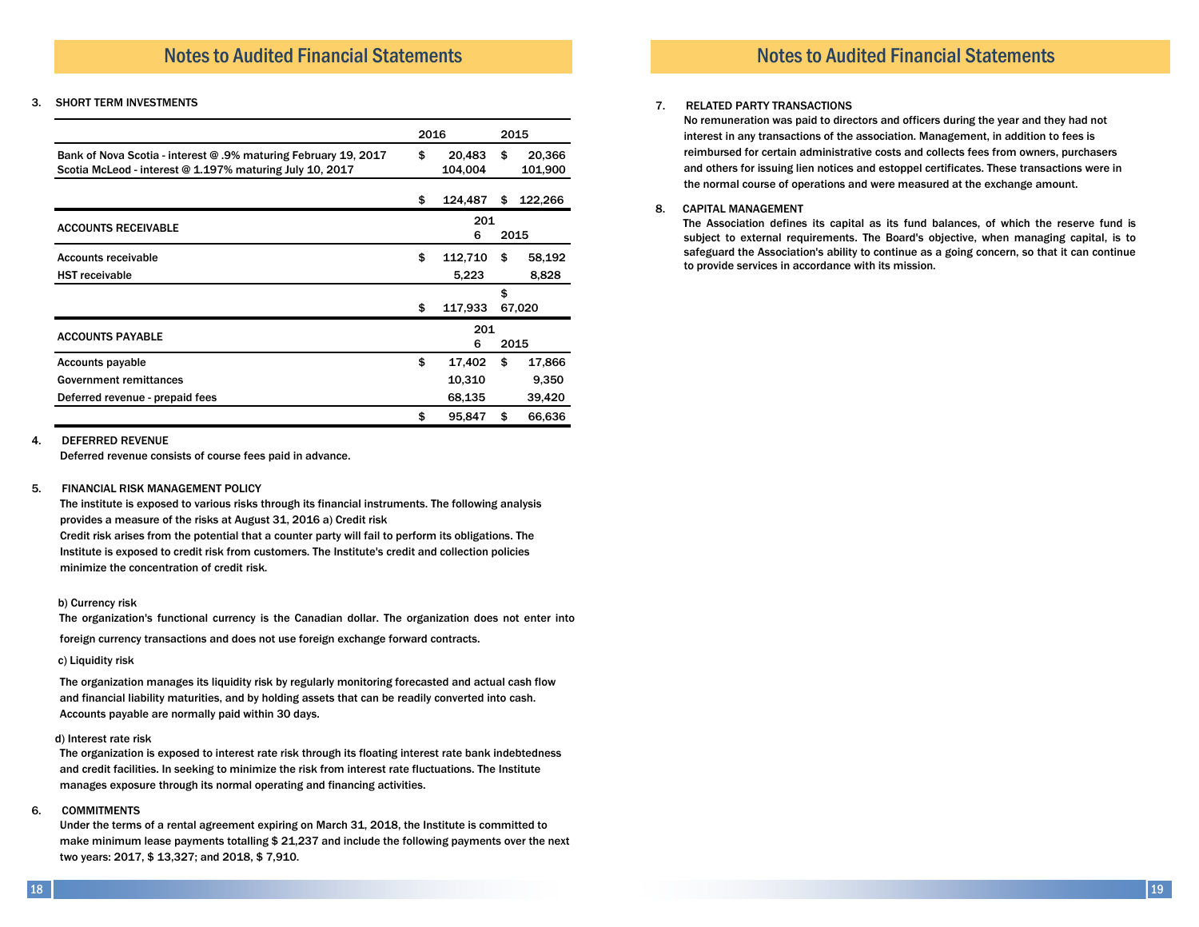# Notes to Audited Financial Statements

3. SHORT TERM INVESTMENTS

| | 2016 | 2015 |
|---|---|---|
| Bank of Nova Scotia - interest @ .9% maturing February 19, 2017 | $ 20,483 | $ 20,366 |
| Scotia McLeod - interest @ 1.197% maturing July 10, 2017 | 104,004 | 101,900 |
| | $ 124,487 | $ 122,266 |

| ACCOUNTS RECEIVABLE | 2016 | 2015 |
|---|---|---|
| Accounts receivable | $ 112,710 | $ 58,192 |
| HST receivable | 5,223 | 8,828 |
| | $ 117,933 | $ 67,020 |

| ACCOUNTS PAYABLE | 2016 | 2015 |
|---|---|---|
| Accounts payable | $ 17,402 | $ 17,866 |
| Government remittances | 10,310 | 9,350 |
| Deferred revenue - prepaid fees | 68,135 | 39,420 |
| | $ 95,847 | $ 66,636 |

4. DEFERRED REVENUE

Deferred revenue consists of course fees paid in advance.

5. FINANCIAL RISK MANAGEMENT POLICY

The institute is exposed to various risks through its financial instruments. The following analysis provides a measure of the risks at August 31, 2016 a) Credit risk

Credit risk arises from the potential that a counter party will fail to perform its obligations. The Institute is exposed to credit risk from customers. The Institute's credit and collection policies minimize the concentration of credit risk.

b) Currency risk

The organization's functional currency is the Canadian dollar. The organization does not enter into foreign currency transactions and does not use foreign exchange forward contracts.

c) Liquidity risk

The organization manages its liquidity risk by regularly monitoring forecasted and actual cash flow and financial liability maturities, and by holding assets that can be readily converted into cash. Accounts payable are normally paid within 30 days.

d) Interest rate risk

The organization is exposed to interest rate risk through its floating interest rate bank indebtedness and credit facilities. In seeking to minimize the risk from interest rate fluctuations. The Institute manages exposure through its normal operating and financing activities.

6. COMMITMENTS

Under the terms of a rental agreement expiring on March 31, 2018, the Institute is committed to make minimum lease payments totalling $ 21,237 and include the following payments over the next two years: 2017, $ 13,327; and 2018, $ 7,910.

# Notes to Audited Financial Statements

7. RELATED PARTY TRANSACTIONS

No remuneration was paid to directors and officers during the year and they had not interest in any transactions of the association. Management, in addition to fees is reimbursed for certain administrative costs and collects fees from owners, purchasers and others for issuing lien notices and estoppel certificates. These transactions were in the normal course of operations and were measured at the exchange amount.

8. CAPITAL MANAGEMENT

The Association defines its capital as its fund balances, of which the reserve fund is subject to external requirements. The Board's objective, when managing capital, is to safeguard the Association's ability to continue as a going concern, so that it can continue to provide services in accordance with its mission.